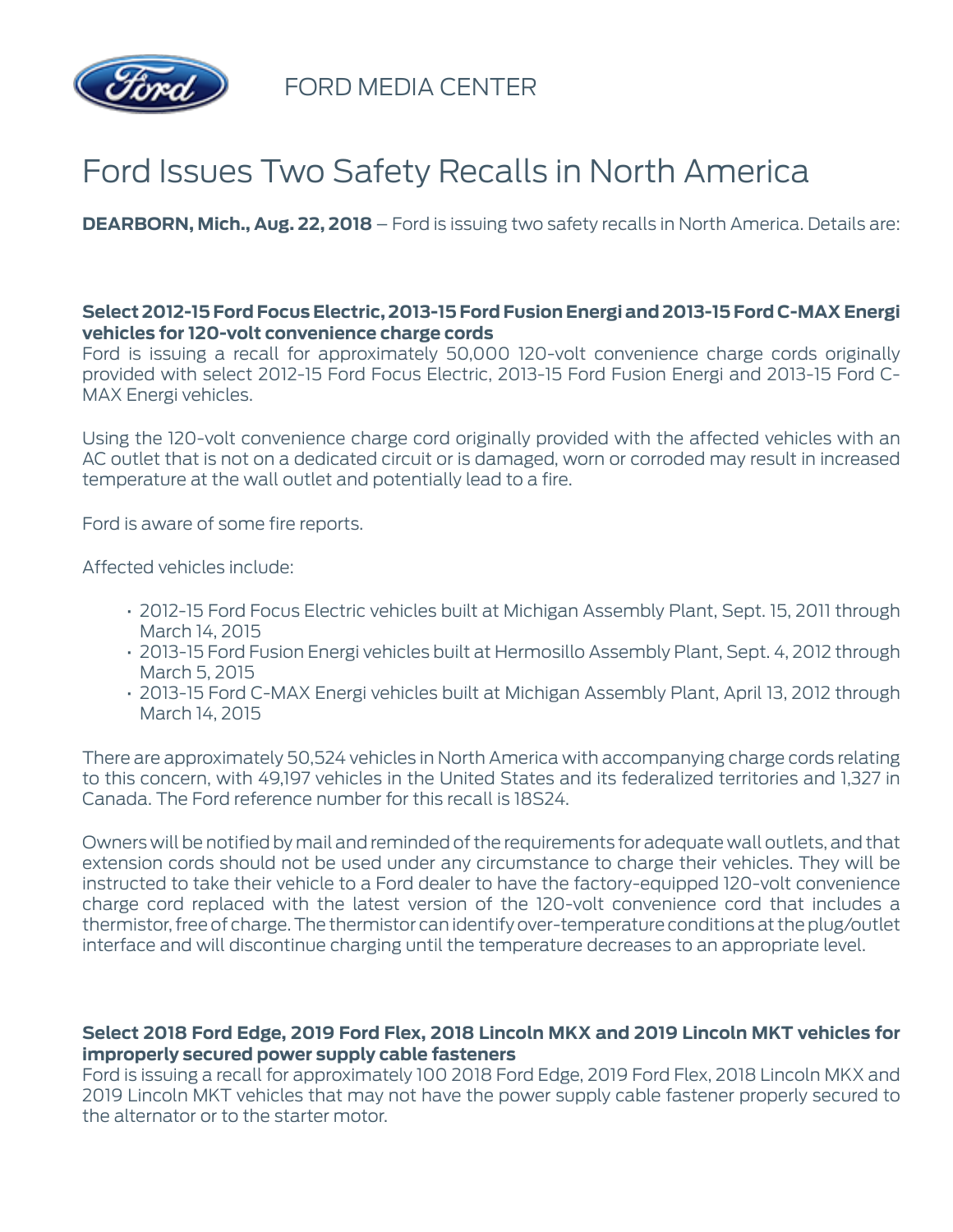FORD MEDIA CENTER

# Ford Issues Two Safety Recalls in North America

**DEARBORN, Mich., Aug. 22, 2018** – Ford is issuing two safety recalls in North America. Details are:

**Select 2012-15 Ford Focus Electric, 2013-15 Ford Fusion Energi and 2013-15 Ford C-MAX Energi vehicles for 120-volt convenience charge cords**
Ford is issuing a recall for approximately 50,000 120-volt convenience charge cords originally provided with select 2012-15 Ford Focus Electric, 2013-15 Ford Fusion Energi and 2013-15 Ford C-MAX Energi vehicles.

Using the 120-volt convenience charge cord originally provided with the affected vehicles with an AC outlet that is not on a dedicated circuit or is damaged, worn or corroded may result in increased temperature at the wall outlet and potentially lead to a fire.

Ford is aware of some fire reports.

Affected vehicles include:

- 2012-15 Ford Focus Electric vehicles built at Michigan Assembly Plant, Sept. 15, 2011 through March 14, 2015
- 2013-15 Ford Fusion Energi vehicles built at Hermosillo Assembly Plant, Sept. 4, 2012 through March 5, 2015
- 2013-15 Ford C-MAX Energi vehicles built at Michigan Assembly Plant, April 13, 2012 through March 14, 2015

There are approximately 50,524 vehicles in North America with accompanying charge cords relating to this concern, with 49,197 vehicles in the United States and its federalized territories and 1,327 in Canada. The Ford reference number for this recall is 18S24.

Owners will be notified by mail and reminded of the requirements for adequate wall outlets, and that extension cords should not be used under any circumstance to charge their vehicles. They will be instructed to take their vehicle to a Ford dealer to have the factory-equipped 120-volt convenience charge cord replaced with the latest version of the 120-volt convenience cord that includes a thermistor, free of charge. The thermistor can identify over-temperature conditions at the plug/outlet interface and will discontinue charging until the temperature decreases to an appropriate level.

**Select 2018 Ford Edge, 2019 Ford Flex, 2018 Lincoln MKX and 2019 Lincoln MKT vehicles for improperly secured power supply cable fasteners**
Ford is issuing a recall for approximately 100 2018 Ford Edge, 2019 Ford Flex, 2018 Lincoln MKX and 2019 Lincoln MKT vehicles that may not have the power supply cable fastener properly secured to the alternator or to the starter motor.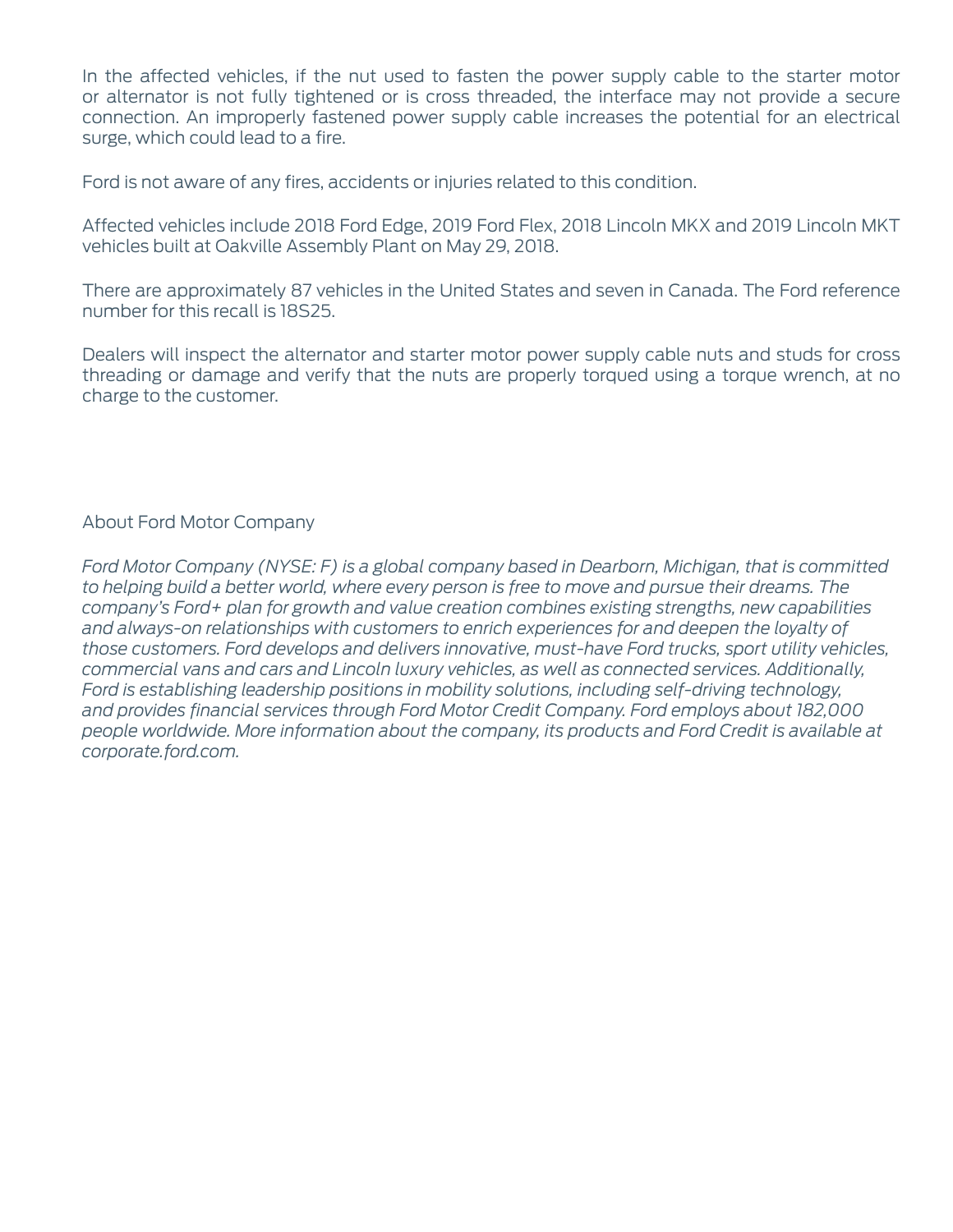In the affected vehicles, if the nut used to fasten the power supply cable to the starter motor or alternator is not fully tightened or is cross threaded, the interface may not provide a secure connection. An improperly fastened power supply cable increases the potential for an electrical surge, which could lead to a fire.

Ford is not aware of any fires, accidents or injuries related to this condition.

Affected vehicles include 2018 Ford Edge, 2019 Ford Flex, 2018 Lincoln MKX and 2019 Lincoln MKT vehicles built at Oakville Assembly Plant on May 29, 2018.

There are approximately 87 vehicles in the United States and seven in Canada. The Ford reference number for this recall is 18S25.

Dealers will inspect the alternator and starter motor power supply cable nuts and studs for cross threading or damage and verify that the nuts are properly torqued using a torque wrench, at no charge to the customer.

About Ford Motor Company

*Ford Motor Company (NYSE: F) is a global company based in Dearborn, Michigan, that is committed to helping build a better world, where every person is free to move and pursue their dreams. The company's Ford+ plan for growth and value creation combines existing strengths, new capabilities and always-on relationships with customers to enrich experiences for and deepen the loyalty of those customers. Ford develops and delivers innovative, must-have Ford trucks, sport utility vehicles, commercial vans and cars and Lincoln luxury vehicles, as well as connected services. Additionally, Ford is establishing leadership positions in mobility solutions, including self-driving technology, and provides financial services through Ford Motor Credit Company. Ford employs about 182,000 people worldwide. More information about the company, its products and Ford Credit is available at corporate.ford.com.*